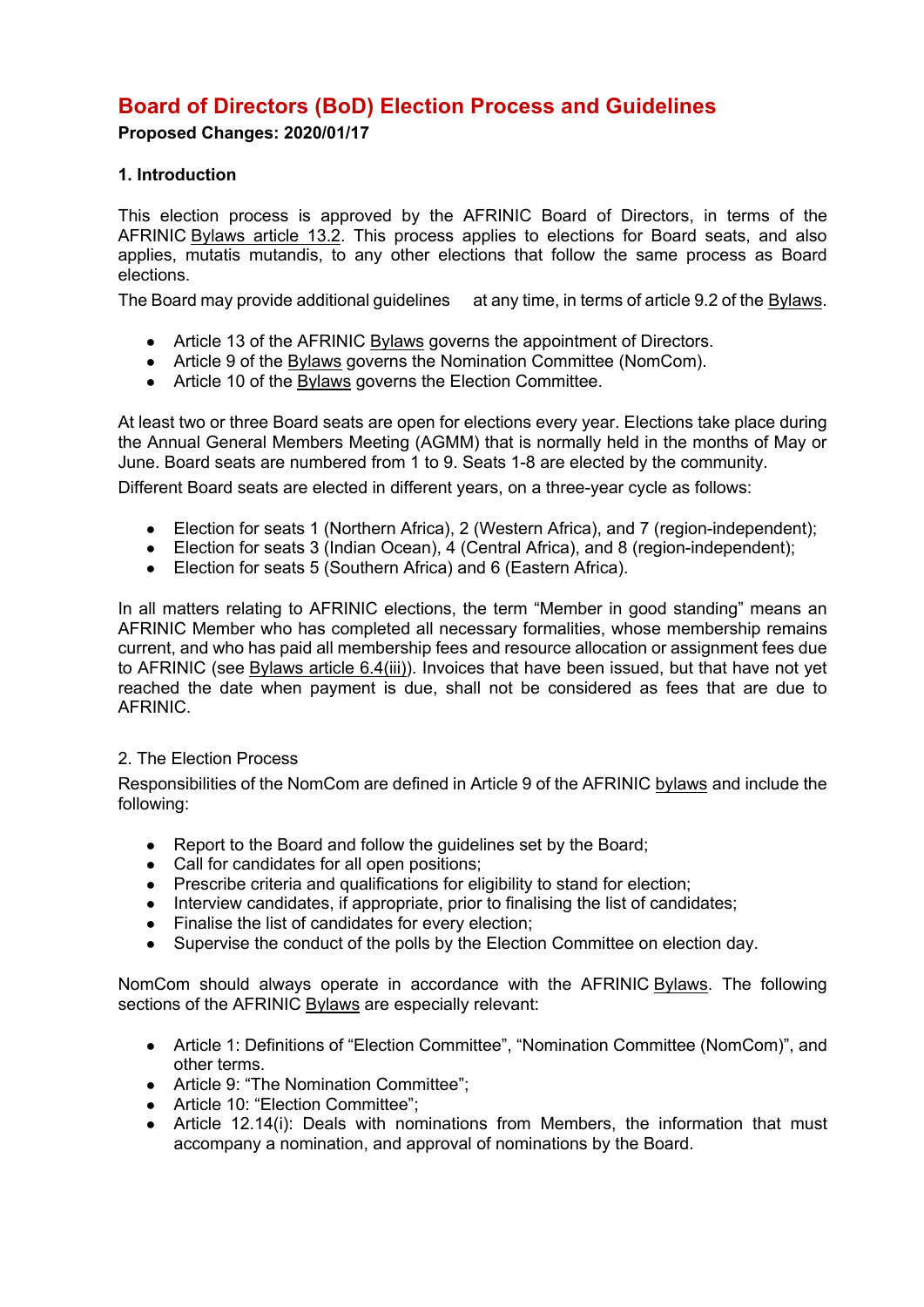# Board of Directors (BoD) Election Process and Guidelines

**Proposed Changes: 2020/01/17**

### 1. Introduction

This election process is approved by the AFRINIC Board of Directors, in terms of the AFRINIC Bylaws article 13.2. This process applies to elections for Board seats, and also applies, mutatis mutandis, to any other elections that follow the same process as Board elections.

The Board may provide additional guidelines at any time, in terms of article 9.2 of the Bylaws.

- Article 13 of the AFRINIC Bylaws governs the appointment of Directors.
- Article 9 of the Bylaws governs the Nomination Committee (NomCom).
- Article 10 of the Bylaws governs the Election Committee.

At least two or three Board seats are open for elections every year. Elections take place during the Annual General Members Meeting (AGMM) that is normally held in the months of May or June. Board seats are numbered from 1 to 9. Seats 1-8 are elected by the community.

Different Board seats are elected in different years, on a three-year cycle as follows:

- Election for seats 1 (Northern Africa), 2 (Western Africa), and 7 (region-independent);
- Election for seats 3 (Indian Ocean), 4 (Central Africa), and 8 (region-independent);
- Election for seats 5 (Southern Africa) and 6 (Eastern Africa).

In all matters relating to AFRINIC elections, the term "Member in good standing" means an AFRINIC Member who has completed all necessary formalities, whose membership remains current, and who has paid all membership fees and resource allocation or assignment fees due to AFRINIC (see Bylaws article 6.4(iii)). Invoices that have been issued, but that have not yet reached the date when payment is due, shall not be considered as fees that are due to AFRINIC.

### 2. The Election Process

Responsibilities of the NomCom are defined in Article 9 of the AFRINIC bylaws and include the following:

- Report to the Board and follow the guidelines set by the Board;
- Call for candidates for all open positions;
- Prescribe criteria and qualifications for eligibility to stand for election;
- Interview candidates, if appropriate, prior to finalising the list of candidates;
- Finalise the list of candidates for every election;
- Supervise the conduct of the polls by the Election Committee on election day.

NomCom should always operate in accordance with the AFRINIC Bylaws. The following sections of the AFRINIC Bylaws are especially relevant:

- Article 1: Definitions of "Election Committee", "Nomination Committee (NomCom)", and other terms.
- Article 9: "The Nomination Committee";
- Article 10: "Election Committee";
- Article 12.14(i): Deals with nominations from Members, the information that must accompany a nomination, and approval of nominations by the Board.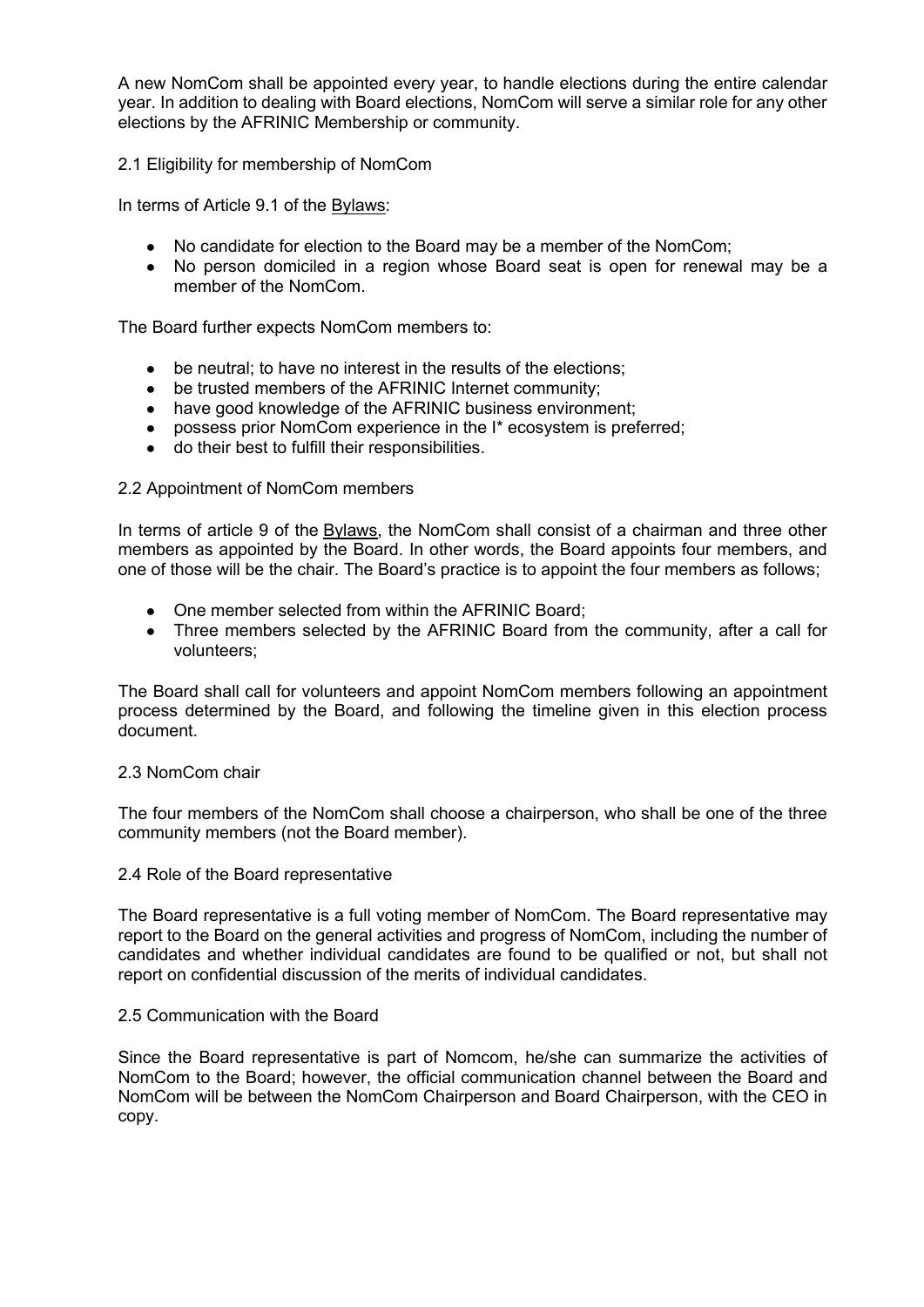A new NomCom shall be appointed every year, to handle elections during the entire calendar year. In addition to dealing with Board elections, NomCom will serve a similar role for any other elections by the AFRINIC Membership or community.

### 2.1 Eligibility for membership of NomCom

In terms of Article 9.1 of the Bylaws:

- No candidate for election to the Board may be a member of the NomCom;
- No person domiciled in a region whose Board seat is open for renewal may be a member of the NomCom.

The Board further expects NomCom members to:

- be neutral; to have no interest in the results of the elections;
- be trusted members of the AFRINIC Internet community;
- have good knowledge of the AFRINIC business environment;
- possess prior NomCom experience in the I* ecosystem is preferred;
- do their best to fulfill their responsibilities.

### 2.2 Appointment of NomCom members

In terms of article 9 of the Bylaws, the NomCom shall consist of a chairman and three other members as appointed by the Board. In other words, the Board appoints four members, and one of those will be the chair. The Board's practice is to appoint the four members as follows;

- One member selected from within the AFRINIC Board;
- Three members selected by the AFRINIC Board from the community, after a call for volunteers;

The Board shall call for volunteers and appoint NomCom members following an appointment process determined by the Board, and following the timeline given in this election process document.

### 2.3 NomCom chair

The four members of the NomCom shall choose a chairperson, who shall be one of the three community members (not the Board member).

### 2.4 Role of the Board representative

The Board representative is a full voting member of NomCom. The Board representative may report to the Board on the general activities and progress of NomCom, including the number of candidates and whether individual candidates are found to be qualified or not, but shall not report on confidential discussion of the merits of individual candidates.

### 2.5 Communication with the Board

Since the Board representative is part of Nomcom, he/she can summarize the activities of NomCom to the Board; however, the official communication channel between the Board and NomCom will be between the NomCom Chairperson and Board Chairperson, with the CEO in copy.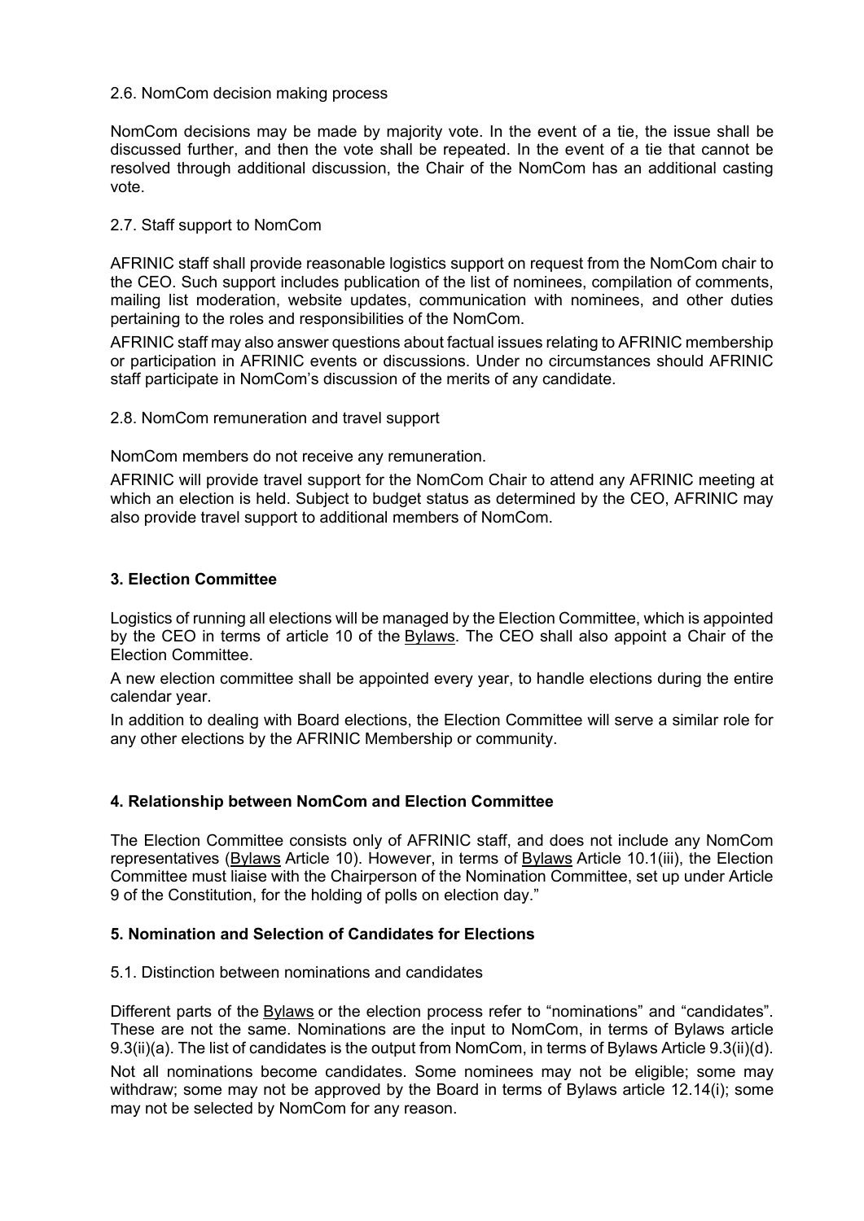### 2.6. NomCom decision making process

NomCom decisions may be made by majority vote. In the event of a tie, the issue shall be discussed further, and then the vote shall be repeated. In the event of a tie that cannot be resolved through additional discussion, the Chair of the NomCom has an additional casting vote.

### 2.7. Staff support to NomCom

AFRINIC staff shall provide reasonable logistics support on request from the NomCom chair to the CEO. Such support includes publication of the list of nominees, compilation of comments, mailing list moderation, website updates, communication with nominees, and other duties pertaining to the roles and responsibilities of the NomCom.

AFRINIC staff may also answer questions about factual issues relating to AFRINIC membership or participation in AFRINIC events or discussions. Under no circumstances should AFRINIC staff participate in NomCom's discussion of the merits of any candidate.

### 2.8. NomCom remuneration and travel support

NomCom members do not receive any remuneration.

AFRINIC will provide travel support for the NomCom Chair to attend any AFRINIC meeting at which an election is held. Subject to budget status as determined by the CEO, AFRINIC may also provide travel support to additional members of NomCom.

## 3. Election Committee

Logistics of running all elections will be managed by the Election Committee, which is appointed by the CEO in terms of article 10 of the Bylaws. The CEO shall also appoint a Chair of the Election Committee.

A new election committee shall be appointed every year, to handle elections during the entire calendar year.

In addition to dealing with Board elections, the Election Committee will serve a similar role for any other elections by the AFRINIC Membership or community.

## 4. Relationship between NomCom and Election Committee

The Election Committee consists only of AFRINIC staff, and does not include any NomCom representatives (Bylaws Article 10). However, in terms of Bylaws Article 10.1(iii), the Election Committee must liaise with the Chairperson of the Nomination Committee, set up under Article 9 of the Constitution, for the holding of polls on election day."

## 5. Nomination and Selection of Candidates for Elections

### 5.1. Distinction between nominations and candidates

Different parts of the Bylaws or the election process refer to "nominations" and "candidates". These are not the same. Nominations are the input to NomCom, in terms of Bylaws article 9.3(ii)(a). The list of candidates is the output from NomCom, in terms of Bylaws Article 9.3(ii)(d).

Not all nominations become candidates. Some nominees may not be eligible; some may withdraw; some may not be approved by the Board in terms of Bylaws article 12.14(i); some may not be selected by NomCom for any reason.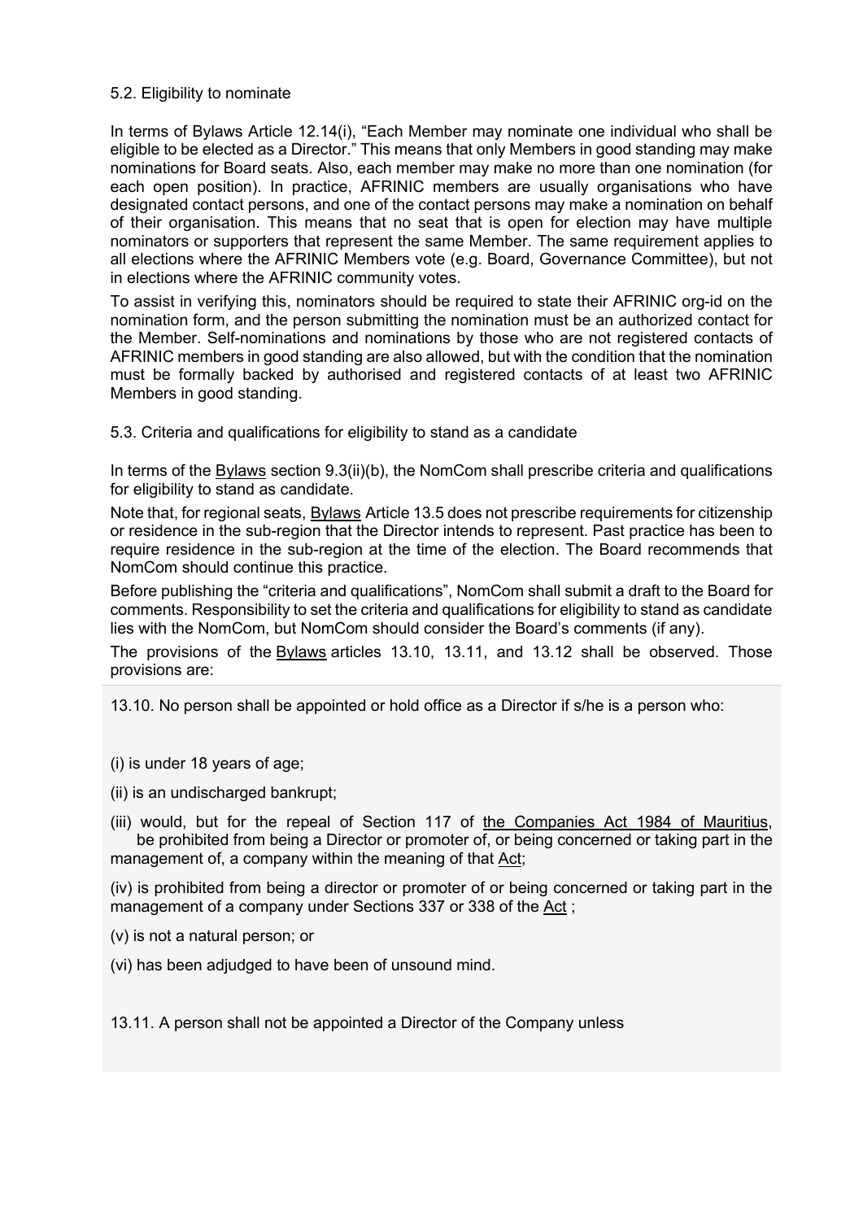### 5.2. Eligibility to nominate

In terms of Bylaws Article 12.14(i), "Each Member may nominate one individual who shall be eligible to be elected as a Director." This means that only Members in good standing may make nominations for Board seats. Also, each member may make no more than one nomination (for each open position). In practice, AFRINIC members are usually organisations who have designated contact persons, and one of the contact persons may make a nomination on behalf of their organisation. This means that no seat that is open for election may have multiple nominators or supporters that represent the same Member. The same requirement applies to all elections where the AFRINIC Members vote (e.g. Board, Governance Committee), but not in elections where the AFRINIC community votes.

To assist in verifying this, nominators should be required to state their AFRINIC org-id on the nomination form, and the person submitting the nomination must be an authorized contact for the Member. Self-nominations and nominations by those who are not registered contacts of AFRINIC members in good standing are also allowed, but with the condition that the nomination must be formally backed by authorised and registered contacts of at least two AFRINIC Members in good standing.

### 5.3. Criteria and qualifications for eligibility to stand as a candidate

In terms of the Bylaws section 9.3(ii)(b), the NomCom shall prescribe criteria and qualifications for eligibility to stand as candidate.

Note that, for regional seats, Bylaws Article 13.5 does not prescribe requirements for citizenship or residence in the sub-region that the Director intends to represent. Past practice has been to require residence in the sub-region at the time of the election. The Board recommends that NomCom should continue this practice.

Before publishing the "criteria and qualifications", NomCom shall submit a draft to the Board for comments. Responsibility to set the criteria and qualifications for eligibility to stand as candidate lies with the NomCom, but NomCom should consider the Board's comments (if any).

The provisions of the Bylaws articles 13.10, 13.11, and 13.12 shall be observed. Those provisions are:

> 13.10. No person shall be appointed or hold office as a Director if s/he is a person who:
>
> (i) is under 18 years of age;
>
> (ii) is an undischarged bankrupt;
>
> (iii) would, but for the repeal of Section 117 of the Companies Act 1984 of Mauritius, be prohibited from being a Director or promoter of, or being concerned or taking part in the management of, a company within the meaning of that Act;
>
> (iv) is prohibited from being a director or promoter of or being concerned or taking part in the management of a company under Sections 337 or 338 of the Act ;
>
> (v) is not a natural person; or
>
> (vi) has been adjudged to have been of unsound mind.
>
> 13.11. A person shall not be appointed a Director of the Company unless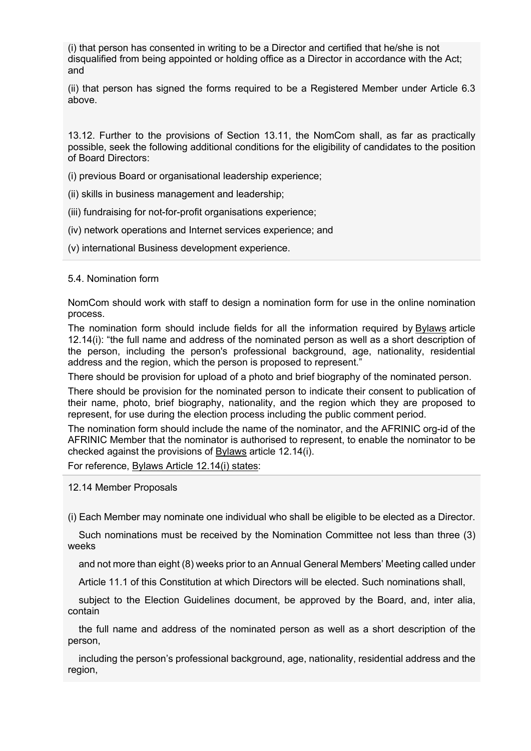(i) that person has consented in writing to be a Director and certified that he/she is not disqualified from being appointed or holding office as a Director in accordance with the Act; and

(ii) that person has signed the forms required to be a Registered Member under Article 6.3 above.

13.12. Further to the provisions of Section 13.11, the NomCom shall, as far as practically possible, seek the following additional conditions for the eligibility of candidates to the position of Board Directors:

(i) previous Board or organisational leadership experience;

(ii) skills in business management and leadership;

(iii) fundraising for not-for-profit organisations experience;

(iv) network operations and Internet services experience; and

(v) international Business development experience.

5.4. Nomination form

NomCom should work with staff to design a nomination form for use in the online nomination process.

The nomination form should include fields for all the information required by Bylaws article 12.14(i): "the full name and address of the nominated person as well as a short description of the person, including the person's professional background, age, nationality, residential address and the region, which the person is proposed to represent."

There should be provision for upload of a photo and brief biography of the nominated person.

There should be provision for the nominated person to indicate their consent to publication of their name, photo, brief biography, nationality, and the region which they are proposed to represent, for use during the election process including the public comment period.

The nomination form should include the name of the nominator, and the AFRINIC org-id of the AFRINIC Member that the nominator is authorised to represent, to enable the nominator to be checked against the provisions of Bylaws article 12.14(i).

For reference, Bylaws Article 12.14(i) states:

12.14 Member Proposals

(i) Each Member may nominate one individual who shall be eligible to be elected as a Director.

Such nominations must be received by the Nomination Committee not less than three (3) weeks

and not more than eight (8) weeks prior to an Annual General Members' Meeting called under

Article 11.1 of this Constitution at which Directors will be elected. Such nominations shall,

subject to the Election Guidelines document, be approved by the Board, and, inter alia, contain

the full name and address of the nominated person as well as a short description of the person,

including the person's professional background, age, nationality, residential address and the region,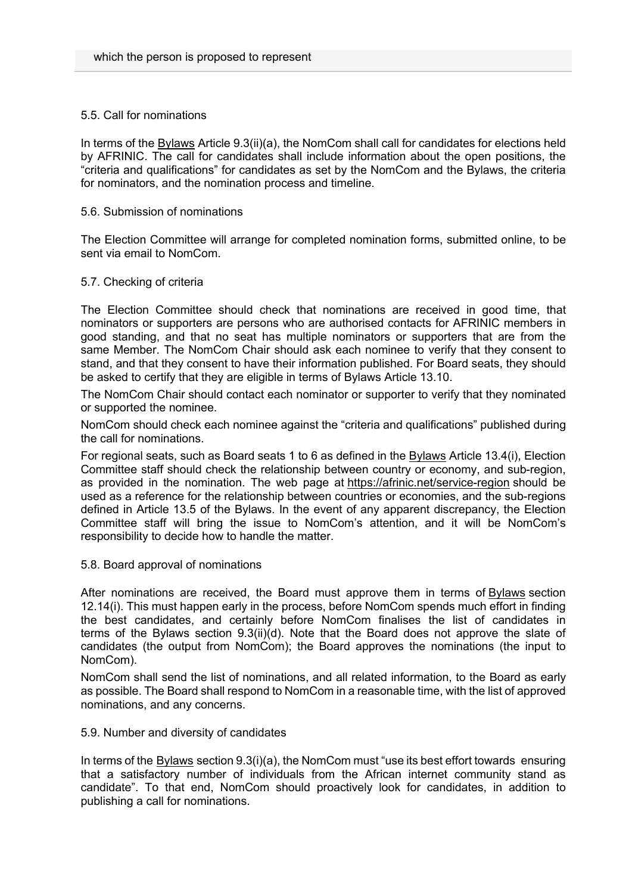which the person is proposed to represent

### 5.5. Call for nominations

In terms of the Bylaws Article 9.3(ii)(a), the NomCom shall call for candidates for elections held by AFRINIC. The call for candidates shall include information about the open positions, the "criteria and qualifications" for candidates as set by the NomCom and the Bylaws, the criteria for nominators, and the nomination process and timeline.

### 5.6. Submission of nominations

The Election Committee will arrange for completed nomination forms, submitted online, to be sent via email to NomCom.

### 5.7. Checking of criteria

The Election Committee should check that nominations are received in good time, that nominators or supporters are persons who are authorised contacts for AFRINIC members in good standing, and that no seat has multiple nominators or supporters that are from the same Member. The NomCom Chair should ask each nominee to verify that they consent to stand, and that they consent to have their information published. For Board seats, they should be asked to certify that they are eligible in terms of Bylaws Article 13.10.

The NomCom Chair should contact each nominator or supporter to verify that they nominated or supported the nominee.

NomCom should check each nominee against the "criteria and qualifications" published during the call for nominations.

For regional seats, such as Board seats 1 to 6 as defined in the Bylaws Article 13.4(i), Election Committee staff should check the relationship between country or economy, and sub-region, as provided in the nomination. The web page at https://afrinic.net/service-region should be used as a reference for the relationship between countries or economies, and the sub-regions defined in Article 13.5 of the Bylaws. In the event of any apparent discrepancy, the Election Committee staff will bring the issue to NomCom's attention, and it will be NomCom's responsibility to decide how to handle the matter.

### 5.8. Board approval of nominations

After nominations are received, the Board must approve them in terms of Bylaws section 12.14(i). This must happen early in the process, before NomCom spends much effort in finding the best candidates, and certainly before NomCom finalises the list of candidates in terms of the Bylaws section 9.3(ii)(d). Note that the Board does not approve the slate of candidates (the output from NomCom); the Board approves the nominations (the input to NomCom).

NomCom shall send the list of nominations, and all related information, to the Board as early as possible. The Board shall respond to NomCom in a reasonable time, with the list of approved nominations, and any concerns.

### 5.9. Number and diversity of candidates

In terms of the Bylaws section 9.3(i)(a), the NomCom must "use its best effort towards ensuring that a satisfactory number of individuals from the African internet community stand as candidate". To that end, NomCom should proactively look for candidates, in addition to publishing a call for nominations.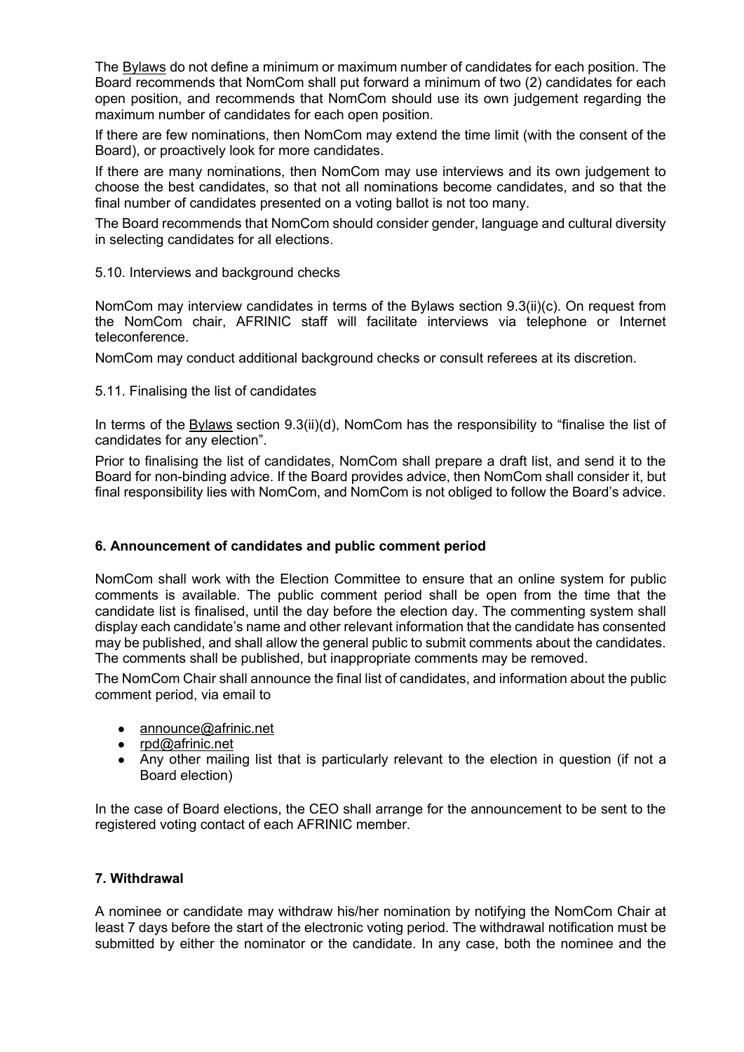The Bylaws do not define a minimum or maximum number of candidates for each position. The Board recommends that NomCom shall put forward a minimum of two (2) candidates for each open position, and recommends that NomCom should use its own judgement regarding the maximum number of candidates for each open position.

If there are few nominations, then NomCom may extend the time limit (with the consent of the Board), or proactively look for more candidates.

If there are many nominations, then NomCom may use interviews and its own judgement to choose the best candidates, so that not all nominations become candidates, and so that the final number of candidates presented on a voting ballot is not too many.

The Board recommends that NomCom should consider gender, language and cultural diversity in selecting candidates for all elections.

5.10. Interviews and background checks

NomCom may interview candidates in terms of the Bylaws section 9.3(ii)(c). On request from the NomCom chair, AFRINIC staff will facilitate interviews via telephone or Internet teleconference.

NomCom may conduct additional background checks or consult referees at its discretion.

5.11. Finalising the list of candidates

In terms of the Bylaws section 9.3(ii)(d), NomCom has the responsibility to "finalise the list of candidates for any election".

Prior to finalising the list of candidates, NomCom shall prepare a draft list, and send it to the Board for non-binding advice. If the Board provides advice, then NomCom shall consider it, but final responsibility lies with NomCom, and NomCom is not obliged to follow the Board's advice.

## 6. Announcement of candidates and public comment period

NomCom shall work with the Election Committee to ensure that an online system for public comments is available. The public comment period shall be open from the time that the candidate list is finalised, until the day before the election day. The commenting system shall display each candidate's name and other relevant information that the candidate has consented may be published, and shall allow the general public to submit comments about the candidates. The comments shall be published, but inappropriate comments may be removed.

The NomCom Chair shall announce the final list of candidates, and information about the public comment period, via email to

- announce@afrinic.net
- rpd@afrinic.net
- Any other mailing list that is particularly relevant to the election in question (if not a Board election)

In the case of Board elections, the CEO shall arrange for the announcement to be sent to the registered voting contact of each AFRINIC member.

## 7. Withdrawal

A nominee or candidate may withdraw his/her nomination by notifying the NomCom Chair at least 7 days before the start of the electronic voting period. The withdrawal notification must be submitted by either the nominator or the candidate. In any case, both the nominee and the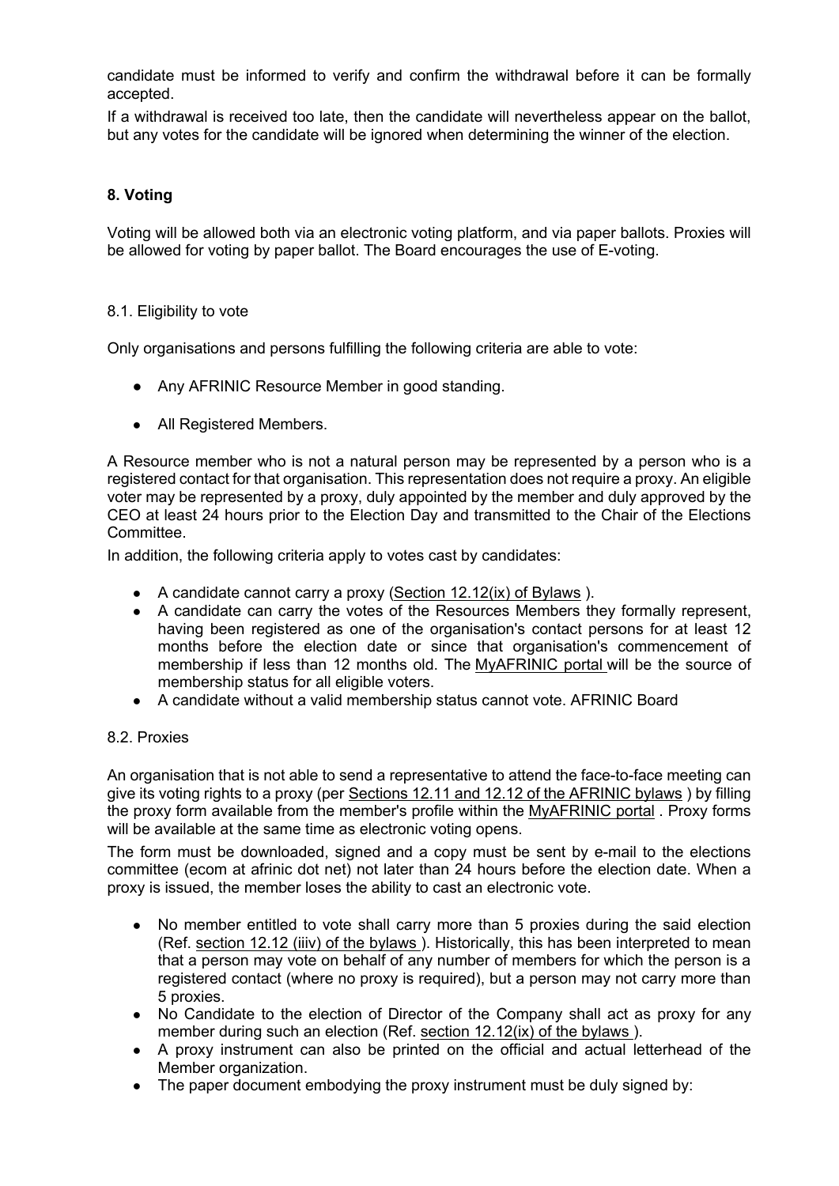candidate must be informed to verify and confirm the withdrawal before it can be formally accepted.

If a withdrawal is received too late, then the candidate will nevertheless appear on the ballot, but any votes for the candidate will be ignored when determining the winner of the election.

## 8. Voting

Voting will be allowed both via an electronic voting platform, and via paper ballots. Proxies will be allowed for voting by paper ballot. The Board encourages the use of E-voting.

### 8.1. Eligibility to vote

Only organisations and persons fulfilling the following criteria are able to vote:

- Any AFRINIC Resource Member in good standing.
- All Registered Members.

A Resource member who is not a natural person may be represented by a person who is a registered contact for that organisation. This representation does not require a proxy. An eligible voter may be represented by a proxy, duly appointed by the member and duly approved by the CEO at least 24 hours prior to the Election Day and transmitted to the Chair of the Elections Committee.

In addition, the following criteria apply to votes cast by candidates:

- A candidate cannot carry a proxy (Section 12.12(ix) of Bylaws ).
- A candidate can carry the votes of the Resources Members they formally represent, having been registered as one of the organisation's contact persons for at least 12 months before the election date or since that organisation's commencement of membership if less than 12 months old. The MyAFRINIC portal will be the source of membership status for all eligible voters.
- A candidate without a valid membership status cannot vote. AFRINIC Board

### 8.2. Proxies

An organisation that is not able to send a representative to attend the face-to-face meeting can give its voting rights to a proxy (per Sections 12.11 and 12.12 of the AFRINIC bylaws ) by filling the proxy form available from the member's profile within the MyAFRINIC portal . Proxy forms will be available at the same time as electronic voting opens.

The form must be downloaded, signed and a copy must be sent by e-mail to the elections committee (ecom at afrinic dot net) not later than 24 hours before the election date. When a proxy is issued, the member loses the ability to cast an electronic vote.

- No member entitled to vote shall carry more than 5 proxies during the said election (Ref. section 12.12 (iiiv) of the bylaws ). Historically, this has been interpreted to mean that a person may vote on behalf of any number of members for which the person is a registered contact (where no proxy is required), but a person may not carry more than 5 proxies.
- No Candidate to the election of Director of the Company shall act as proxy for any member during such an election (Ref. section 12.12(ix) of the bylaws ).
- A proxy instrument can also be printed on the official and actual letterhead of the Member organization.
- The paper document embodying the proxy instrument must be duly signed by: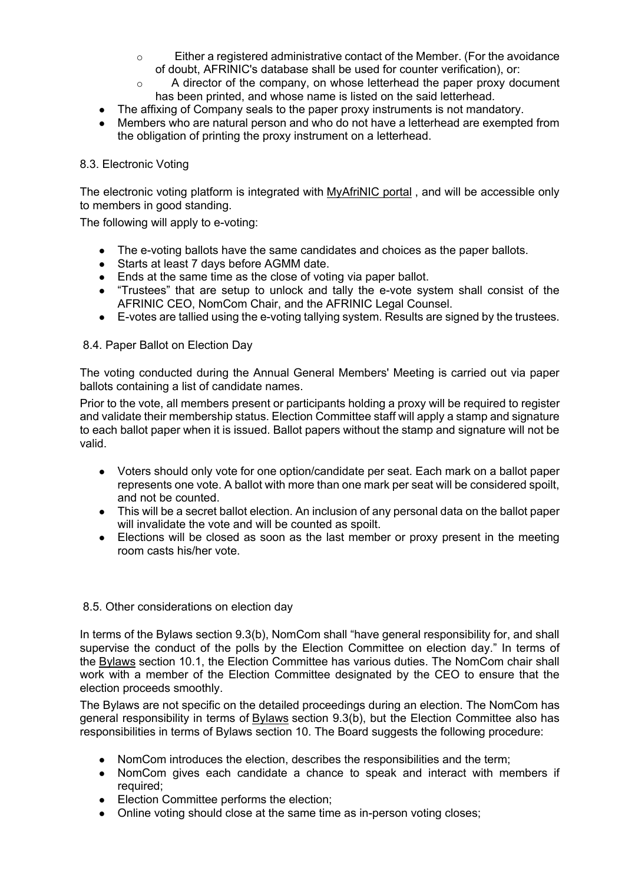- Either a registered administrative contact of the Member. (For the avoidance of doubt, AFRINIC's database shall be used for counter verification), or:
- A director of the company, on whose letterhead the paper proxy document has been printed, and whose name is listed on the said letterhead.

- The affixing of Company seals to the paper proxy instruments is not mandatory.
- Members who are natural person and who do not have a letterhead are exempted from the obligation of printing the proxy instrument on a letterhead.

### 8.3. Electronic Voting

The electronic voting platform is integrated with MyAfriNIC portal , and will be accessible only to members in good standing.

The following will apply to e-voting:

- The e-voting ballots have the same candidates and choices as the paper ballots.
- Starts at least 7 days before AGMM date.
- Ends at the same time as the close of voting via paper ballot.
- "Trustees" that are setup to unlock and tally the e-vote system shall consist of the AFRINIC CEO, NomCom Chair, and the AFRINIC Legal Counsel.
- E-votes are tallied using the e-voting tallying system. Results are signed by the trustees.

### 8.4. Paper Ballot on Election Day

The voting conducted during the Annual General Members' Meeting is carried out via paper ballots containing a list of candidate names.

Prior to the vote, all members present or participants holding a proxy will be required to register and validate their membership status. Election Committee staff will apply a stamp and signature to each ballot paper when it is issued. Ballot papers without the stamp and signature will not be valid.

- Voters should only vote for one option/candidate per seat. Each mark on a ballot paper represents one vote. A ballot with more than one mark per seat will be considered spoilt, and not be counted.
- This will be a secret ballot election. An inclusion of any personal data on the ballot paper will invalidate the vote and will be counted as spoilt.
- Elections will be closed as soon as the last member or proxy present in the meeting room casts his/her vote.

### 8.5. Other considerations on election day

In terms of the Bylaws section 9.3(b), NomCom shall "have general responsibility for, and shall supervise the conduct of the polls by the Election Committee on election day." In terms of the Bylaws section 10.1, the Election Committee has various duties. The NomCom chair shall work with a member of the Election Committee designated by the CEO to ensure that the election proceeds smoothly.

The Bylaws are not specific on the detailed proceedings during an election. The NomCom has general responsibility in terms of Bylaws section 9.3(b), but the Election Committee also has responsibilities in terms of Bylaws section 10. The Board suggests the following procedure:

- NomCom introduces the election, describes the responsibilities and the term;
- NomCom gives each candidate a chance to speak and interact with members if required;
- Election Committee performs the election;
- Online voting should close at the same time as in-person voting closes;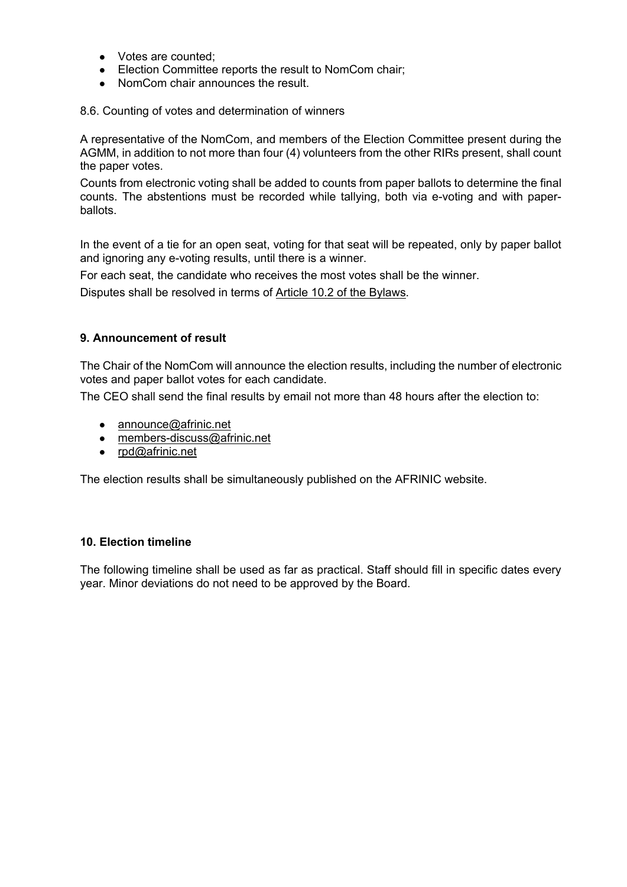- Votes are counted;
- Election Committee reports the result to NomCom chair;
- NomCom chair announces the result.

8.6. Counting of votes and determination of winners

A representative of the NomCom, and members of the Election Committee present during the AGMM, in addition to not more than four (4) volunteers from the other RIRs present, shall count the paper votes.

Counts from electronic voting shall be added to counts from paper ballots to determine the final counts. The abstentions must be recorded while tallying, both via e-voting and with paper-ballots.

In the event of a tie for an open seat, voting for that seat will be repeated, only by paper ballot and ignoring any e-voting results, until there is a winner.

For each seat, the candidate who receives the most votes shall be the winner.

Disputes shall be resolved in terms of Article 10.2 of the Bylaws.

### 9. Announcement of result

The Chair of the NomCom will announce the election results, including the number of electronic votes and paper ballot votes for each candidate.

The CEO shall send the final results by email not more than 48 hours after the election to:

- announce@afrinic.net
- members-discuss@afrinic.net
- rpd@afrinic.net

The election results shall be simultaneously published on the AFRINIC website.

### 10. Election timeline

The following timeline shall be used as far as practical. Staff should fill in specific dates every year. Minor deviations do not need to be approved by the Board.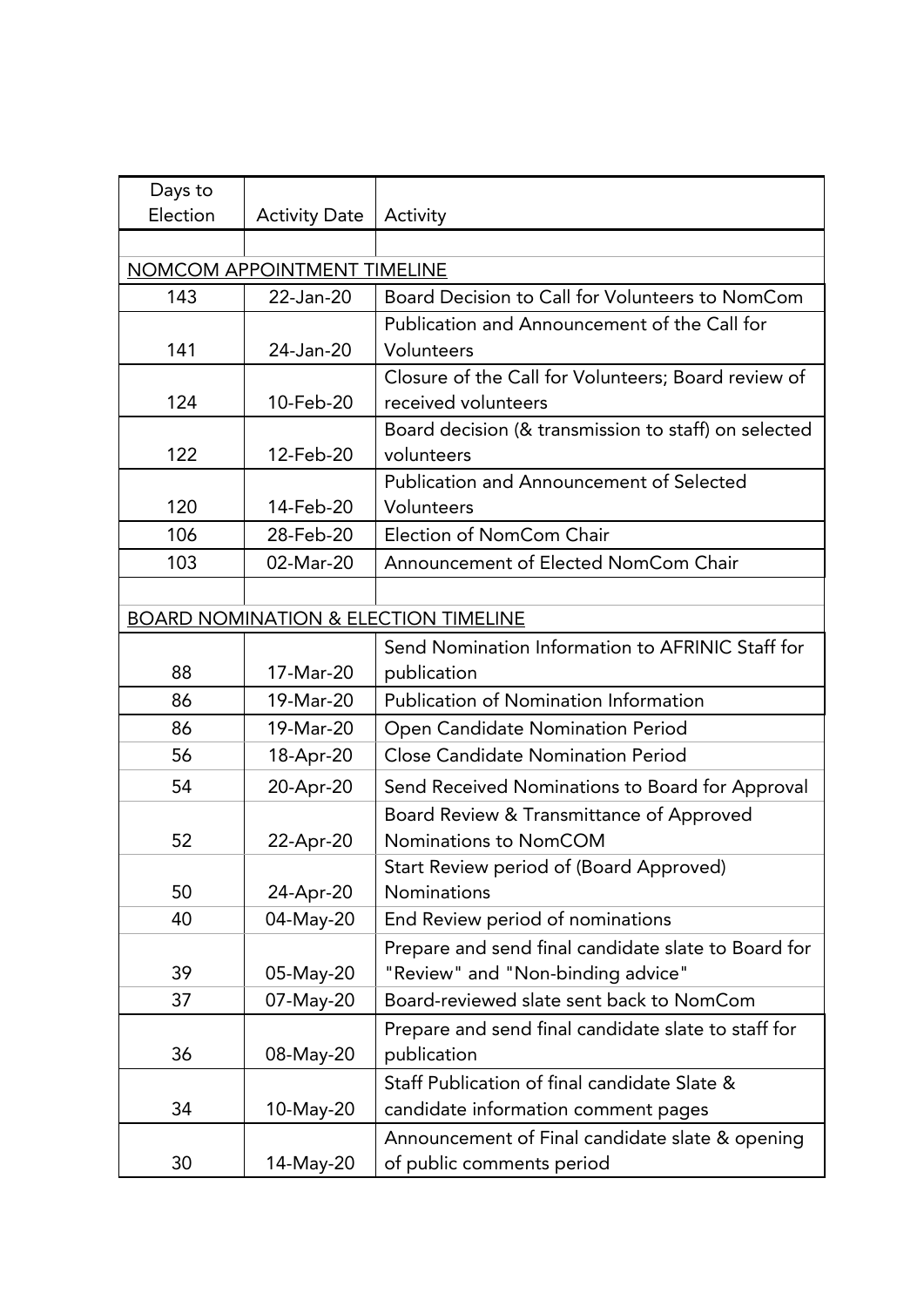| Days to Election | Activity Date | Activity |
|---|---|---|
| | | |
| NOMCOM APPOINTMENT TIMELINE | | |
| 143 | 22-Jan-20 | Board Decision to Call for Volunteers to NomCom |
| 141 | 24-Jan-20 | Publication and Announcement of the Call for Volunteers |
| 124 | 10-Feb-20 | Closure of the Call for Volunteers; Board review of received volunteers |
| 122 | 12-Feb-20 | Board decision (& transmission to staff) on selected volunteers |
| 120 | 14-Feb-20 | Publication and Announcement of Selected Volunteers |
| 106 | 28-Feb-20 | Election of NomCom Chair |
| 103 | 02-Mar-20 | Announcement of Elected NomCom Chair |
| | | |
| BOARD NOMINATION & ELECTION TIMELINE | | |
| 88 | 17-Mar-20 | Send Nomination Information to AFRINIC Staff for publication |
| 86 | 19-Mar-20 | Publication of Nomination Information |
| 86 | 19-Mar-20 | Open Candidate Nomination Period |
| 56 | 18-Apr-20 | Close Candidate Nomination Period |
| 54 | 20-Apr-20 | Send Received Nominations to Board for Approval |
| 52 | 22-Apr-20 | Board Review & Transmittance of Approved Nominations to NomCOM |
| 50 | 24-Apr-20 | Start Review period of (Board Approved) Nominations |
| 40 | 04-May-20 | End Review period of nominations |
| 39 | 05-May-20 | Prepare and send final candidate slate to Board for "Review" and "Non-binding advice" |
| 37 | 07-May-20 | Board-reviewed slate sent back to NomCom |
| 36 | 08-May-20 | Prepare and send final candidate slate to staff for publication |
| 34 | 10-May-20 | Staff Publication of final candidate Slate & candidate information comment pages |
| 30 | 14-May-20 | Announcement of Final candidate slate & opening of public comments period |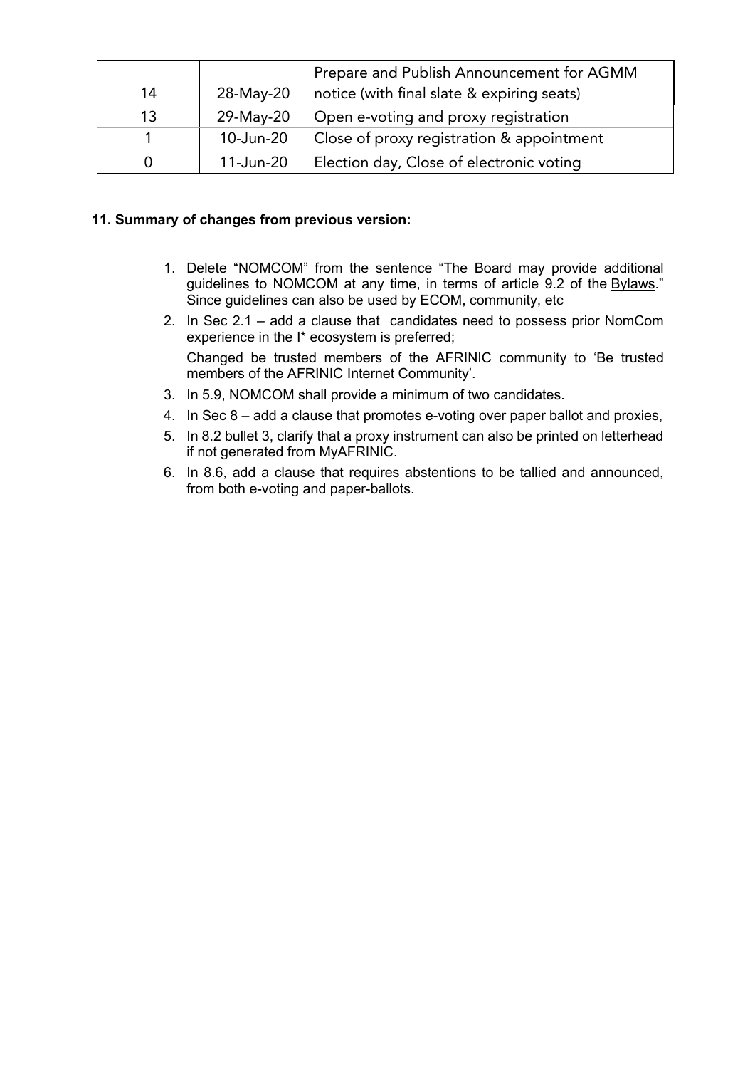| | | |
|---|---|---|
| 14 | 28-May-20 | Prepare and Publish Announcement for AGMM notice (with final slate & expiring seats) |
| 13 | 29-May-20 | Open e-voting and proxy registration |
| 1 | 10-Jun-20 | Close of proxy registration & appointment |
| 0 | 11-Jun-20 | Election day, Close of electronic voting |

**11. Summary of changes from previous version:**

1. Delete "NOMCOM" from the sentence "The Board may provide additional guidelines to NOMCOM at any time, in terms of article 9.2 of the Bylaws." Since guidelines can also be used by ECOM, community, etc
2. In Sec 2.1 – add a clause that candidates need to possess prior NomCom experience in the I* ecosystem is preferred;

   Changed be trusted members of the AFRINIC community to 'Be trusted members of the AFRINIC Internet Community'.
3. In 5.9, NOMCOM shall provide a minimum of two candidates.
4. In Sec 8 – add a clause that promotes e-voting over paper ballot and proxies,
5. In 8.2 bullet 3, clarify that a proxy instrument can also be printed on letterhead if not generated from MyAFRINIC.
6. In 8.6, add a clause that requires abstentions to be tallied and announced, from both e-voting and paper-ballots.